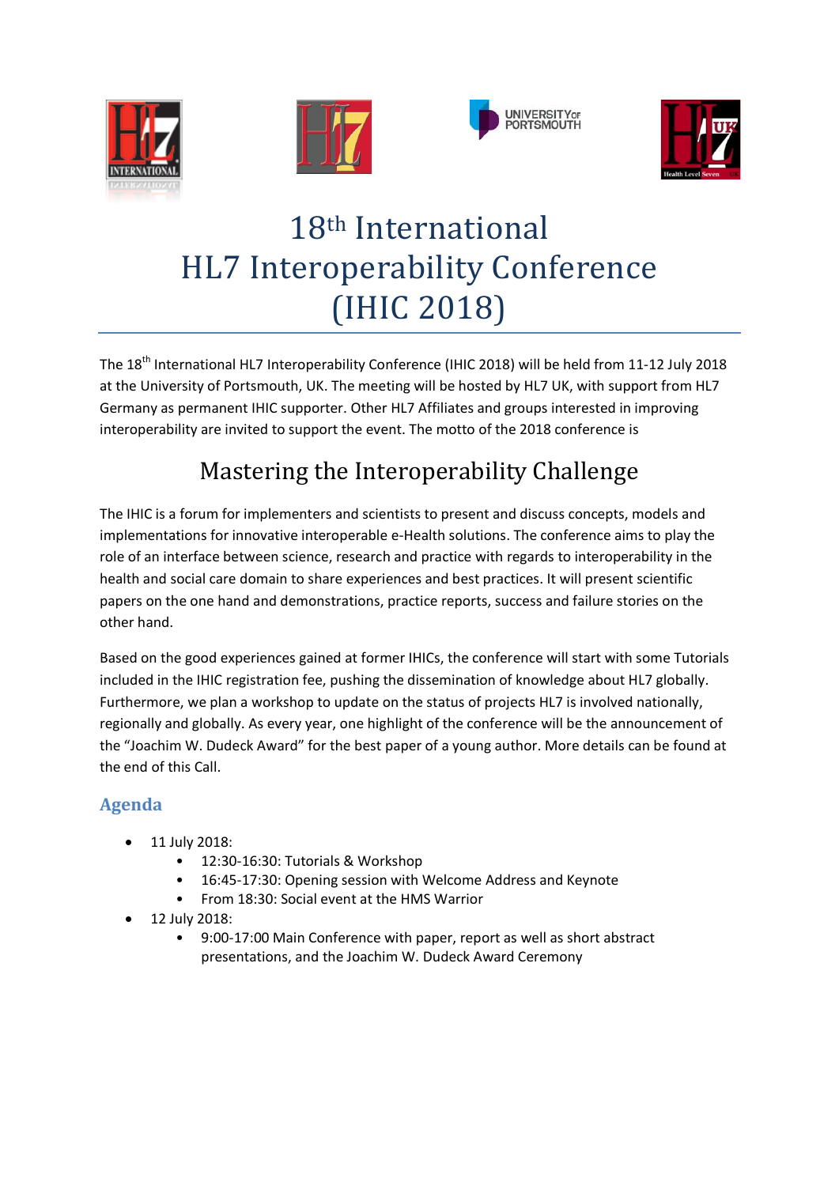# 18th International HL7 Interoperability Conference (IHIC 2018)

The 18th International HL7 Interoperability Conference (IHIC 2018) will be held from 11-12 July 2018 at the University of Portsmouth, UK. The meeting will be hosted by HL7 UK, with support from HL7 Germany as permanent IHIC supporter. Other HL7 Affiliates and groups interested in improving interoperability are invited to support the event. The motto of the 2018 conference is

## Mastering the Interoperability Challenge

The IHIC is a forum for implementers and scientists to present and discuss concepts, models and implementations for innovative interoperable e-Health solutions. The conference aims to play the role of an interface between science, research and practice with regards to interoperability in the health and social care domain to share experiences and best practices. It will present scientific papers on the one hand and demonstrations, practice reports, success and failure stories on the other hand.

Based on the good experiences gained at former IHICs, the conference will start with some Tutorials included in the IHIC registration fee, pushing the dissemination of knowledge about HL7 globally. Furthermore, we plan a workshop to update on the status of projects HL7 is involved nationally, regionally and globally. As every year, one highlight of the conference will be the announcement of the "Joachim W. Dudeck Award" for the best paper of a young author. More details can be found at the end of this Call.

### Agenda

- 11 July 2018:
  - 12:30-16:30: Tutorials & Workshop
  - 16:45-17:30: Opening session with Welcome Address and Keynote
  - From 18:30: Social event at the HMS Warrior
- 12 July 2018:
  - 9:00-17:00 Main Conference with paper, report as well as short abstract presentations, and the Joachim W. Dudeck Award Ceremony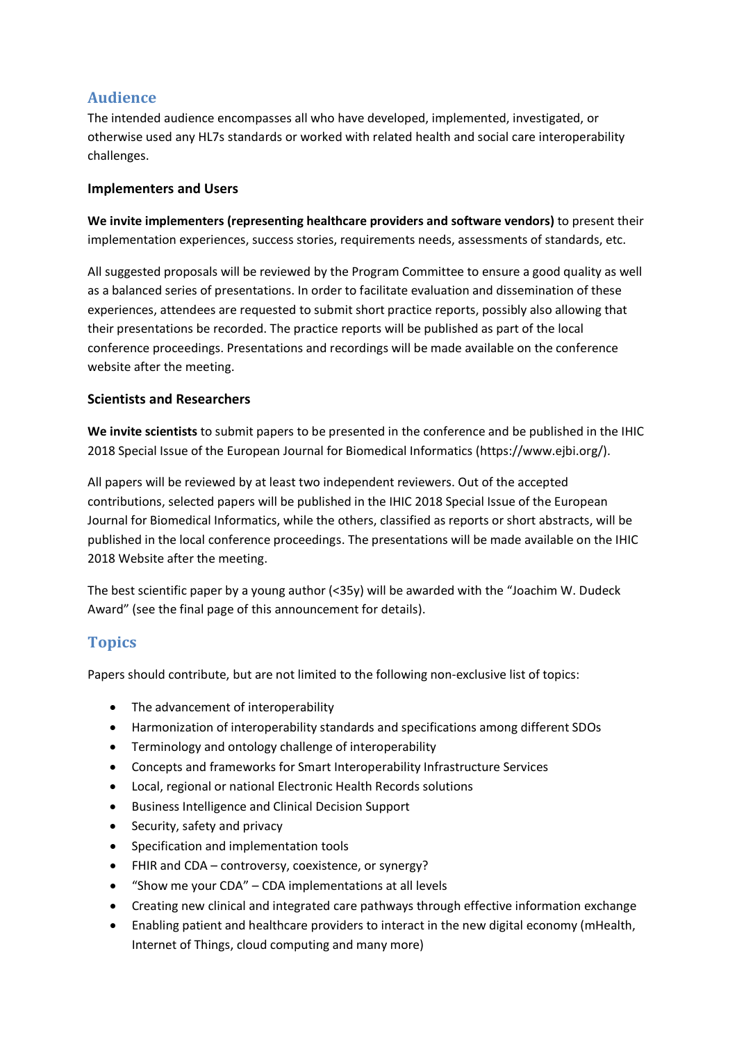## Audience

The intended audience encompasses all who have developed, implemented, investigated, or otherwise used any HL7s standards or worked with related health and social care interoperability challenges.

### Implementers and Users

**We invite implementers (representing healthcare providers and software vendors)** to present their implementation experiences, success stories, requirements needs, assessments of standards, etc.

All suggested proposals will be reviewed by the Program Committee to ensure a good quality as well as a balanced series of presentations. In order to facilitate evaluation and dissemination of these experiences, attendees are requested to submit short practice reports, possibly also allowing that their presentations be recorded. The practice reports will be published as part of the local conference proceedings. Presentations and recordings will be made available on the conference website after the meeting.

### Scientists and Researchers

**We invite scientists** to submit papers to be presented in the conference and be published in the IHIC 2018 Special Issue of the European Journal for Biomedical Informatics (https://www.ejbi.org/).

All papers will be reviewed by at least two independent reviewers. Out of the accepted contributions, selected papers will be published in the IHIC 2018 Special Issue of the European Journal for Biomedical Informatics, while the others, classified as reports or short abstracts, will be published in the local conference proceedings. The presentations will be made available on the IHIC 2018 Website after the meeting.

The best scientific paper by a young author (<35y) will be awarded with the "Joachim W. Dudeck Award" (see the final page of this announcement for details).

## Topics

Papers should contribute, but are not limited to the following non-exclusive list of topics:

- The advancement of interoperability
- Harmonization of interoperability standards and specifications among different SDOs
- Terminology and ontology challenge of interoperability
- Concepts and frameworks for Smart Interoperability Infrastructure Services
- Local, regional or national Electronic Health Records solutions
- Business Intelligence and Clinical Decision Support
- Security, safety and privacy
- Specification and implementation tools
- FHIR and CDA – controversy, coexistence, or synergy?
- "Show me your CDA" – CDA implementations at all levels
- Creating new clinical and integrated care pathways through effective information exchange
- Enabling patient and healthcare providers to interact in the new digital economy (mHealth, Internet of Things, cloud computing and many more)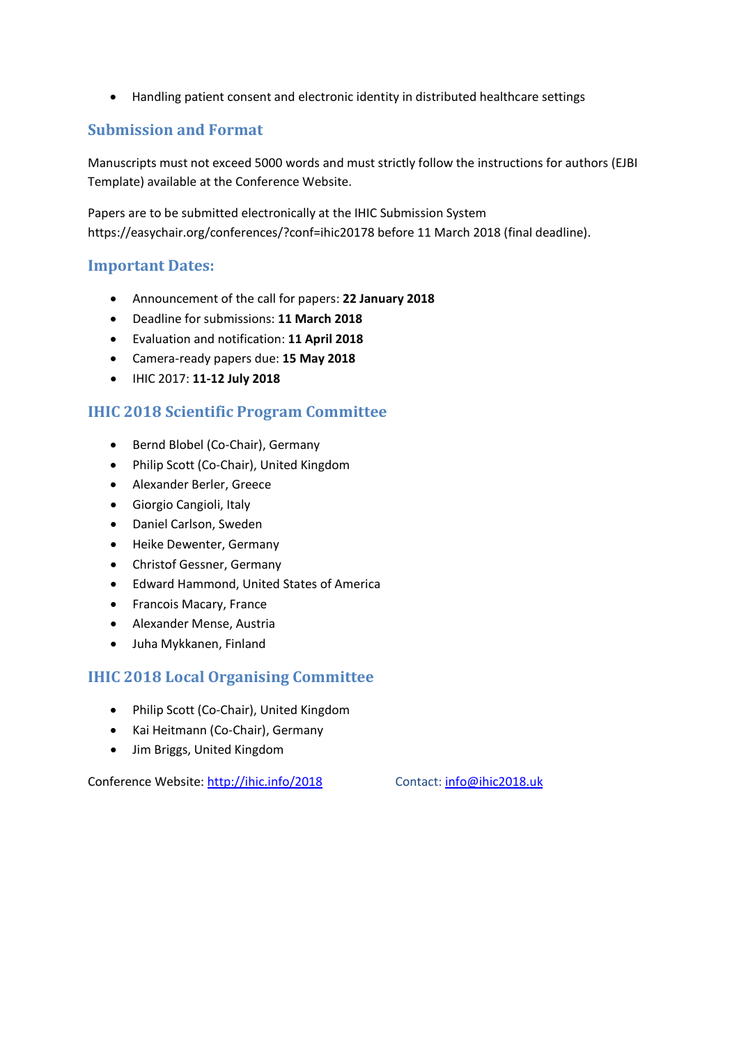- Handling patient consent and electronic identity in distributed healthcare settings

## Submission and Format

Manuscripts must not exceed 5000 words and must strictly follow the instructions for authors (EJBI Template) available at the Conference Website.

Papers are to be submitted electronically at the IHIC Submission System https://easychair.org/conferences/?conf=ihic20178 before 11 March 2018 (final deadline).

## Important Dates:

- Announcement of the call for papers: **22 January 2018**
- Deadline for submissions: **11 March 2018**
- Evaluation and notification: **11 April 2018**
- Camera-ready papers due: **15 May 2018**
- IHIC 2017: **11-12 July 2018**

## IHIC 2018 Scientific Program Committee

- Bernd Blobel (Co-Chair), Germany
- Philip Scott (Co-Chair), United Kingdom
- Alexander Berler, Greece
- Giorgio Cangioli, Italy
- Daniel Carlson, Sweden
- Heike Dewenter, Germany
- Christof Gessner, Germany
- Edward Hammond, United States of America
- Francois Macary, France
- Alexander Mense, Austria
- Juha Mykkanen, Finland

## IHIC 2018 Local Organising Committee

- Philip Scott (Co-Chair), United Kingdom
- Kai Heitmann (Co-Chair), Germany
- Jim Briggs, United Kingdom

Conference Website: http://ihic.info/2018 Contact: info@ihic2018.uk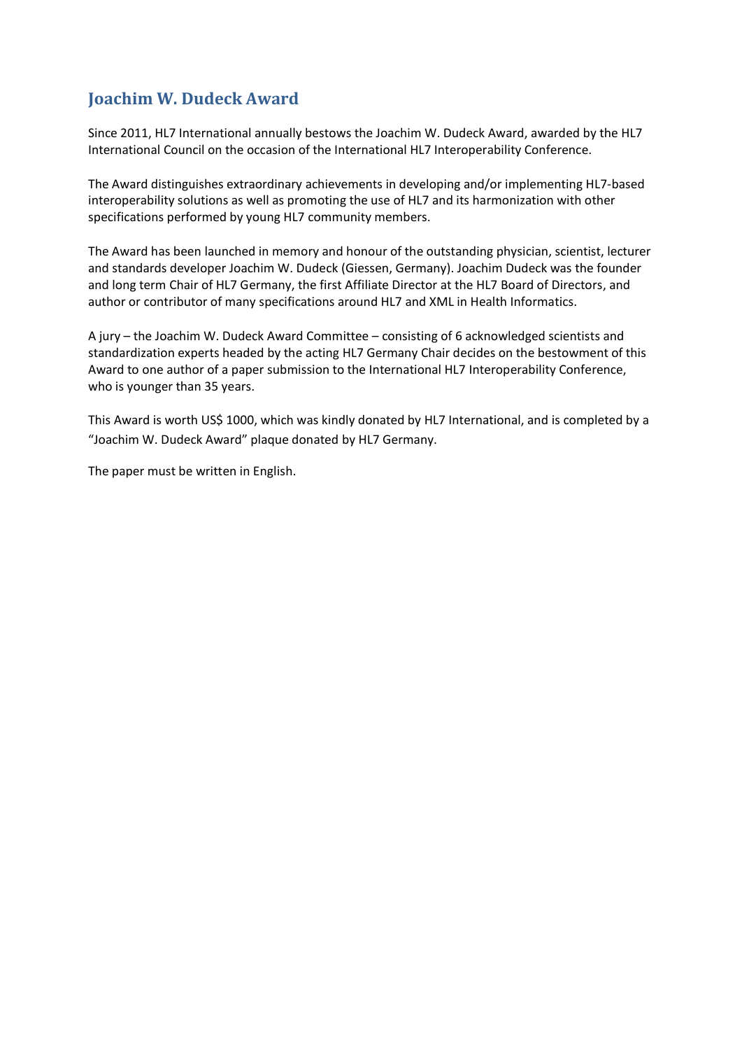## Joachim W. Dudeck Award

Since 2011, HL7 International annually bestows the Joachim W. Dudeck Award, awarded by the HL7 International Council on the occasion of the International HL7 Interoperability Conference.

The Award distinguishes extraordinary achievements in developing and/or implementing HL7-based interoperability solutions as well as promoting the use of HL7 and its harmonization with other specifications performed by young HL7 community members.

The Award has been launched in memory and honour of the outstanding physician, scientist, lecturer and standards developer Joachim W. Dudeck (Giessen, Germany). Joachim Dudeck was the founder and long term Chair of HL7 Germany, the first Affiliate Director at the HL7 Board of Directors, and author or contributor of many specifications around HL7 and XML in Health Informatics.

A jury – the Joachim W. Dudeck Award Committee – consisting of 6 acknowledged scientists and standardization experts headed by the acting HL7 Germany Chair decides on the bestowment of this Award to one author of a paper submission to the International HL7 Interoperability Conference, who is younger than 35 years.

This Award is worth US$ 1000, which was kindly donated by HL7 International, and is completed by a "Joachim W. Dudeck Award" plaque donated by HL7 Germany.

The paper must be written in English.